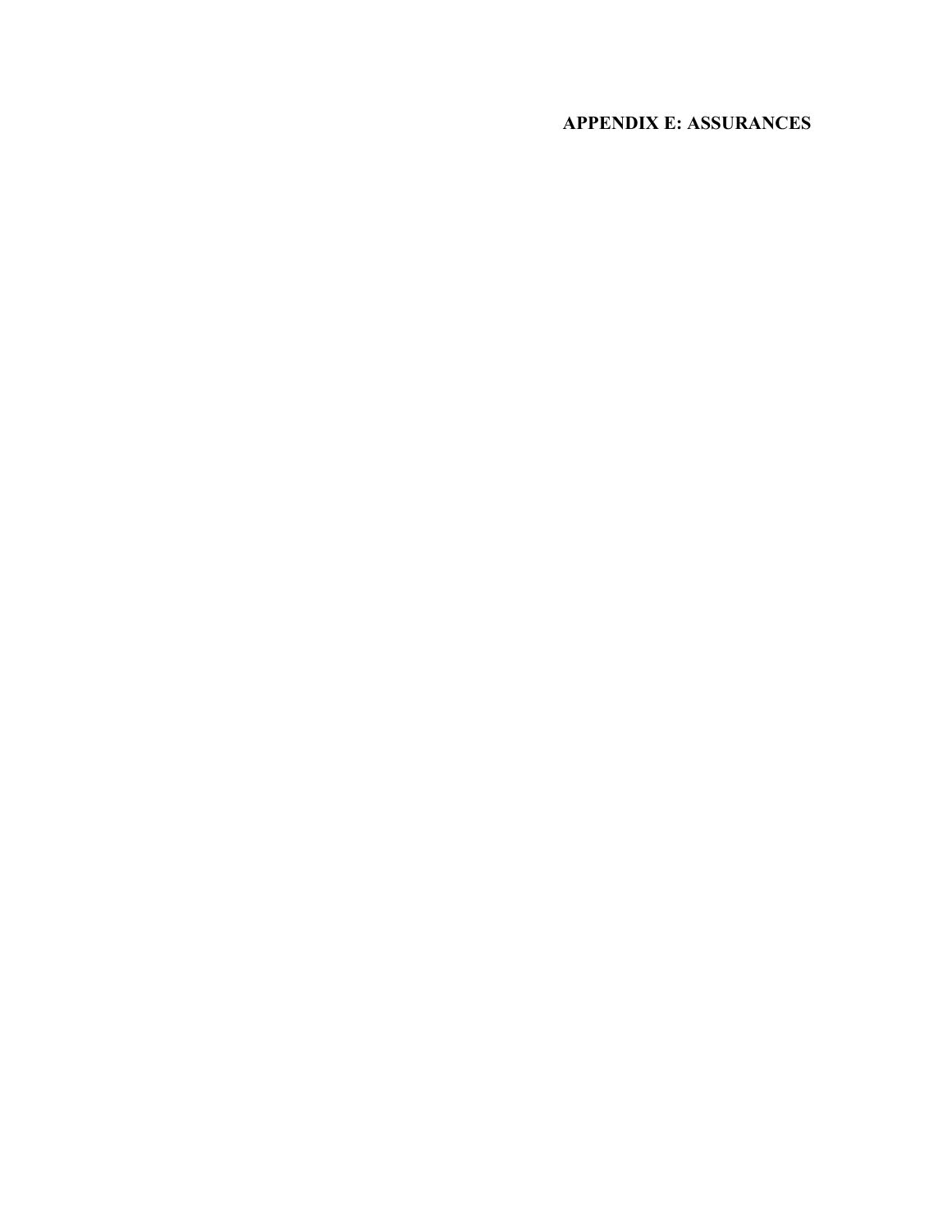# APPENDIX E: ASSURANCES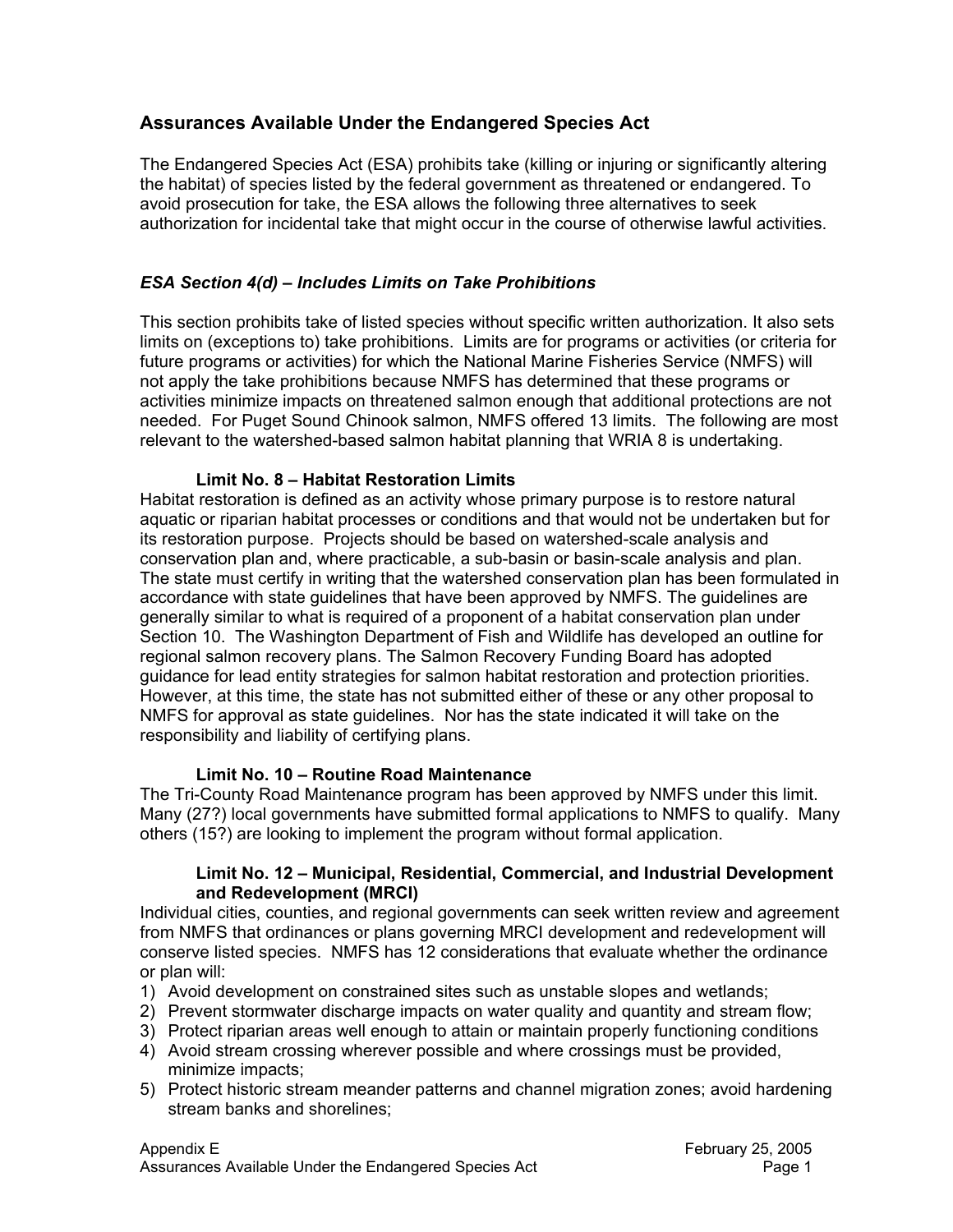## Assurances Available Under the Endangered Species Act

The Endangered Species Act (ESA) prohibits take (killing or injuring or significantly altering the habitat) of species listed by the federal government as threatened or endangered. To avoid prosecution for take, the ESA allows the following three alternatives to seek authorization for incidental take that might occur in the course of otherwise lawful activities.

### *ESA Section 4(d) – Includes Limits on Take Prohibitions*

This section prohibits take of listed species without specific written authorization. It also sets limits on (exceptions to) take prohibitions. Limits are for programs or activities (or criteria for future programs or activities) for which the National Marine Fisheries Service (NMFS) will not apply the take prohibitions because NMFS has determined that these programs or activities minimize impacts on threatened salmon enough that additional protections are not needed. For Puget Sound Chinook salmon, NMFS offered 13 limits. The following are most relevant to the watershed-based salmon habitat planning that WRIA 8 is undertaking.

#### Limit No. 8 – Habitat Restoration Limits

Habitat restoration is defined as an activity whose primary purpose is to restore natural aquatic or riparian habitat processes or conditions and that would not be undertaken but for its restoration purpose. Projects should be based on watershed-scale analysis and conservation plan and, where practicable, a sub-basin or basin-scale analysis and plan. The state must certify in writing that the watershed conservation plan has been formulated in accordance with state guidelines that have been approved by NMFS. The guidelines are generally similar to what is required of a proponent of a habitat conservation plan under Section 10. The Washington Department of Fish and Wildlife has developed an outline for regional salmon recovery plans. The Salmon Recovery Funding Board has adopted guidance for lead entity strategies for salmon habitat restoration and protection priorities. However, at this time, the state has not submitted either of these or any other proposal to NMFS for approval as state guidelines. Nor has the state indicated it will take on the responsibility and liability of certifying plans.

#### Limit No. 10 – Routine Road Maintenance

The Tri-County Road Maintenance program has been approved by NMFS under this limit. Many (27?) local governments have submitted formal applications to NMFS to qualify. Many others (15?) are looking to implement the program without formal application.

#### Limit No. 12 – Municipal, Residential, Commercial, and Industrial Development and Redevelopment (MRCI)

Individual cities, counties, and regional governments can seek written review and agreement from NMFS that ordinances or plans governing MRCI development and redevelopment will conserve listed species. NMFS has 12 considerations that evaluate whether the ordinance or plan will:

1) Avoid development on constrained sites such as unstable slopes and wetlands;
2) Prevent stormwater discharge impacts on water quality and quantity and stream flow;
3) Protect riparian areas well enough to attain or maintain properly functioning conditions
4) Avoid stream crossing wherever possible and where crossings must be provided, minimize impacts;
5) Protect historic stream meander patterns and channel migration zones; avoid hardening stream banks and shorelines;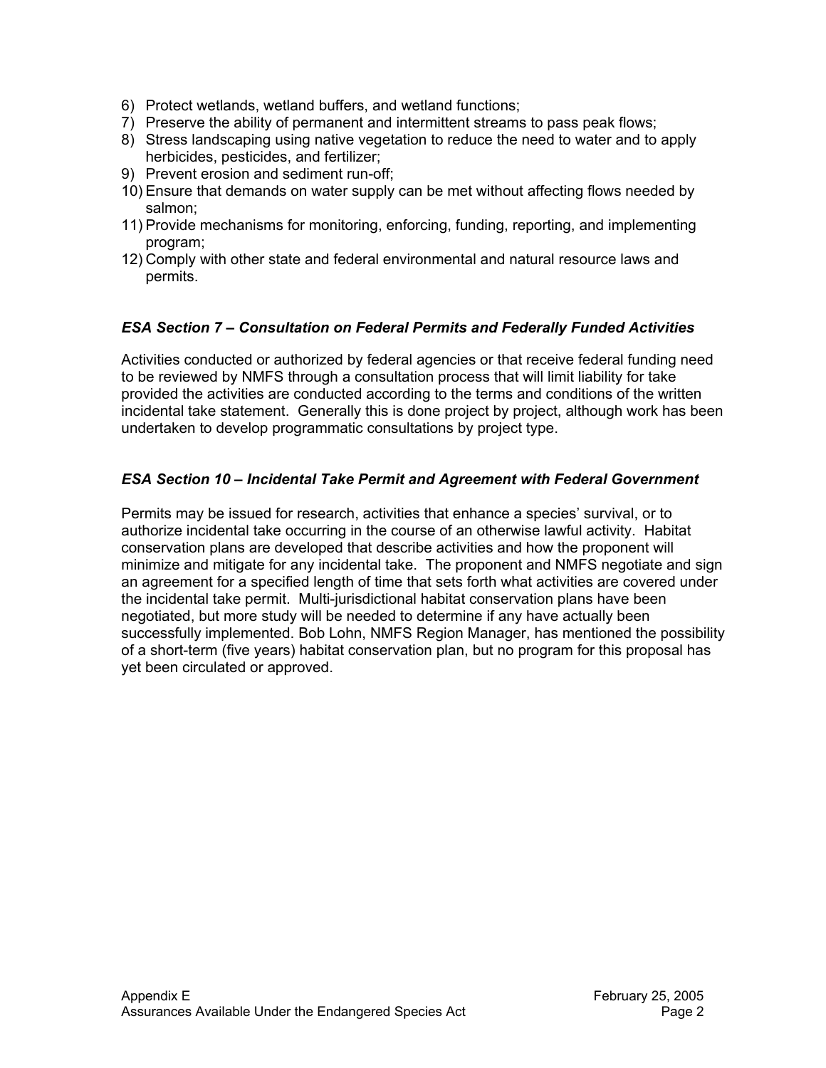6) Protect wetlands, wetland buffers, and wetland functions;
7) Preserve the ability of permanent and intermittent streams to pass peak flows;
8) Stress landscaping using native vegetation to reduce the need to water and to apply herbicides, pesticides, and fertilizer;
9) Prevent erosion and sediment run-off;
10) Ensure that demands on water supply can be met without affecting flows needed by salmon;
11) Provide mechanisms for monitoring, enforcing, funding, reporting, and implementing program;
12) Comply with other state and federal environmental and natural resource laws and permits.

***ESA Section 7 – Consultation on Federal Permits and Federally Funded Activities***

Activities conducted or authorized by federal agencies or that receive federal funding need to be reviewed by NMFS through a consultation process that will limit liability for take provided the activities are conducted according to the terms and conditions of the written incidental take statement. Generally this is done project by project, although work has been undertaken to develop programmatic consultations by project type.

***ESA Section 10 – Incidental Take Permit and Agreement with Federal Government***

Permits may be issued for research, activities that enhance a species' survival, or to authorize incidental take occurring in the course of an otherwise lawful activity. Habitat conservation plans are developed that describe activities and how the proponent will minimize and mitigate for any incidental take. The proponent and NMFS negotiate and sign an agreement for a specified length of time that sets forth what activities are covered under the incidental take permit. Multi-jurisdictional habitat conservation plans have been negotiated, but more study will be needed to determine if any have actually been successfully implemented. Bob Lohn, NMFS Region Manager, has mentioned the possibility of a short-term (five years) habitat conservation plan, but no program for this proposal has yet been circulated or approved.